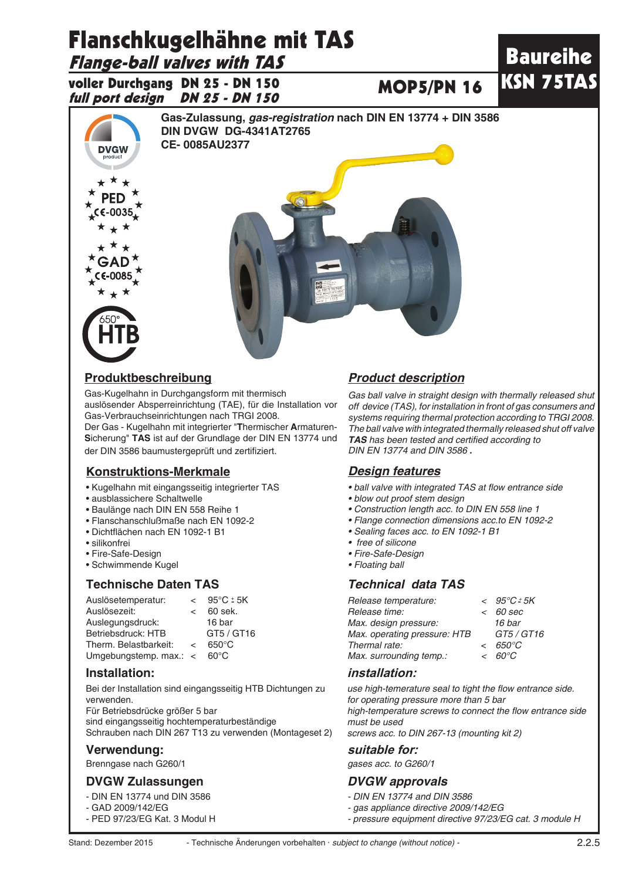# Flanschkugelhähne mit TAS

## *Flange-ball valves with TAS*

**Baureihe KSN 75TAS**

**voller Durchgang DN 25 - DN 150**
***full port design DN 25 - DN 150***

**MOP5/PN 16**

**Gas-Zulassung, *gas-registration* nach DIN EN 13774 + DIN 3586**
**DIN DVGW DG-4341AT2765**
**CE- 0085AU2377**

DVGW product

PED CE-0035

GAD CE-0085

650° HTB

## Produktbeschreibung

Gas-Kugelhahn in Durchgangsform mit thermisch auslösender Absperreinrichtung (TAE), für die Installation vor Gas-Verbrauchseinrichtungen nach TRGI 2008.
Der Gas - Kugelhahn mit integrierter "**T**hermischer **A**rmaturen-**S**icherung" **TAS** ist auf der Grundlage der DIN EN 13774 und der DIN 3586 baumustergeprüft und zertifiziert.

## *Product description*

*Gas ball valve in straight design with thermally released shut off device (TAS), for installation in front of gas consumers and systems requiring thermal protection according to TRGI 2008. The ball valve with integrated thermally released shut off valve **TAS** has been tested and certified according to DIN EN 13774 and DIN 3586 .*

## Konstruktions-Merkmale

- Kugelhahn mit eingangsseitig integrierter TAS
- ausblassichere Schaltwelle
- Baulänge nach DIN EN 558 Reihe 1
- Flanschanschlußmaße nach EN 1092-2
- Dichtflächen nach EN 1092-1 B1
- silikonfrei
- Fire-Safe-Design
- Schwimmende Kugel

## *Design features*

- *ball valve with integrated TAS at flow entrance side*
- *blow out proof stem design*
- *Construction length acc. to DIN EN 558 line 1*
- *Flange connection dimensions acc.to EN 1092-2*
- *Sealing faces acc. to EN 1092-1 B1*
- *free of silicone*
- *Fire-Safe-Design*
- *Floating ball*

## Technische Daten TAS

| | | |
|---|---|---|
| Auslösetemperatur: | < | 95°C ± 5K |
| Auslösezeit: | < | 60 sek. |
| Auslegungsdruck: | | 16 bar |
| Betriebsdruck: HTB | | GT5 / GT16 |
| Therm. Belastbarkeit: | < | 650°C |
| Umgebungstemp. max.: | < | 60°C |

## *Technical data TAS*

| | | |
|---|---|---|
| *Release temperature:* | < | *95°C ± 5K* |
| *Release time:* | < | *60 sec* |
| *Max. design pressure:* | | *16 bar* |
| *Max. operating pressure: HTB* | | *GT5 / GT16* |
| *Thermal rate:* | < | *650°C* |
| *Max. surrounding temp.:* | < | *60°C* |

## Installation:

Bei der Installation sind eingangsseitig HTB Dichtungen zu verwenden.
Für Betriebsdrücke größer 5 bar
sind eingangsseitig hochtemperaturbeständige
Schrauben nach DIN 267 T13 zu verwenden (Montageset 2)

## *installation:*

*use high-temerature seal to tight the flow entrance side.*
*for operating pressure more than 5 bar*
*high-temperature screws to connect the flow entrance side must be used*
*screws acc. to DIN 267-13 (mounting kit 2)*

## Verwendung:

Brenngase nach G260/1

## *suitable for:*

*gases acc. to G260/1*

## DVGW Zulassungen

- DIN EN 13774 und DIN 3586
- GAD 2009/142/EG
- PED 97/23/EG Kat. 3 Modul H

## *DVGW approvals*

- *DIN EN 13774 and DIN 3586*
- *gas appliance directive 2009/142/EG*
- *pressure equipment directive 97/23/EG cat. 3 module H*

Stand: Dezember 2015 - Technische Änderungen vorbehalten · *subject to change (without notice)* -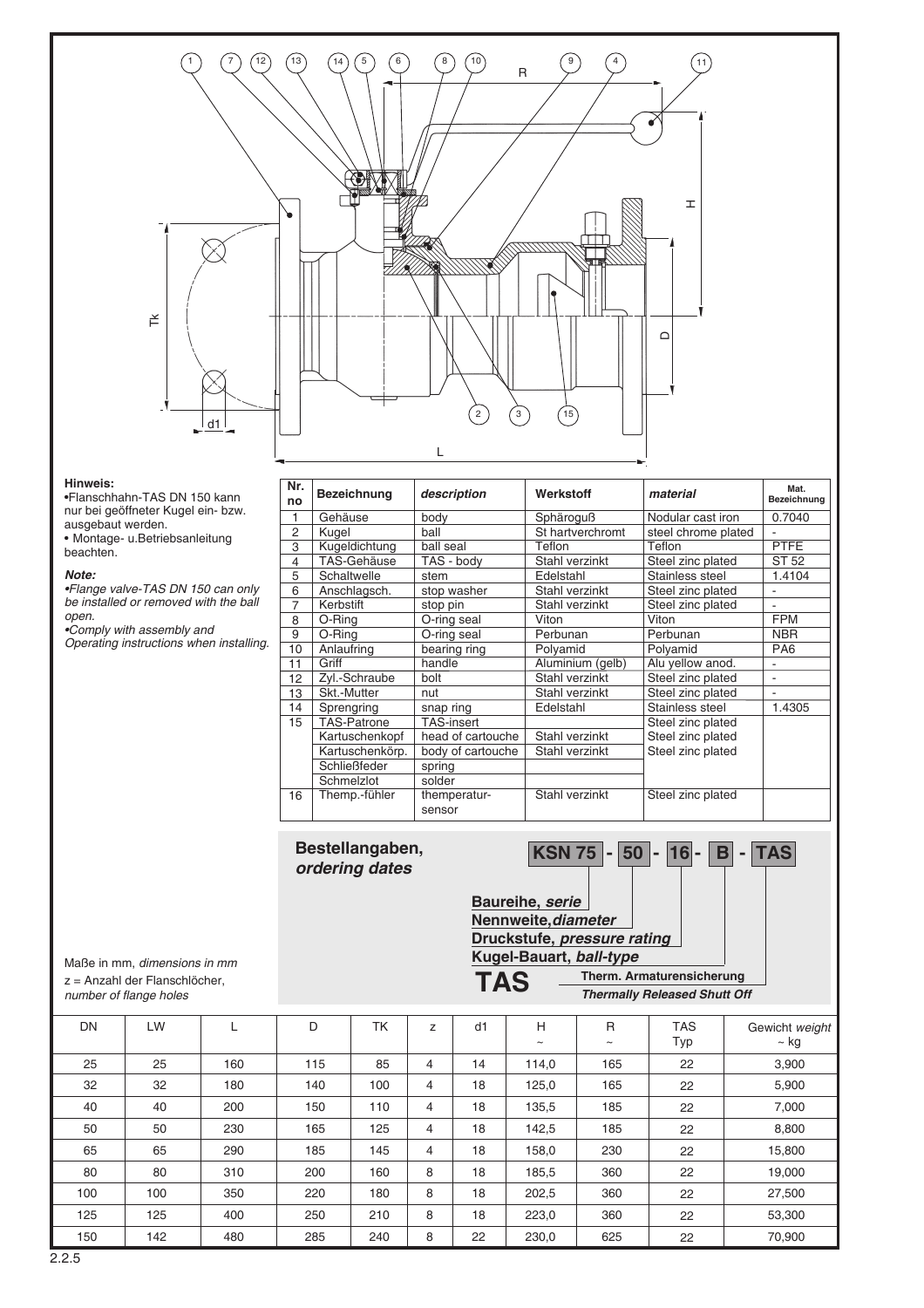1 7 12 13 14 5 6 8 10 R 9 4 11

H

Tk

D

d1

2 3 15

L

**Hinweis:**
- Flanschhahn-TAS DN 150 kann nur bei geöffneter Kugel ein- bzw. ausgebaut werden.
- Montage- u.Betriebsanleitung beachten.

***Note:***
- *Flange valve-TAS DN 150 can only be installed or removed with the ball open.*
- *Comply with assembly and Operating instructions when installing.*

| Nr. no | Bezeichnung | *description* | Werkstoff | *material* | Mat. Bezeichnung |
|---|---|---|---|---|---|
| 1 | Gehäuse | body | Sphäroguß | Nodular cast iron | 0.7040 |
| 2 | Kugel | ball | St hartverchromt | steel chrome plated | - |
| 3 | Kugeldichtung | ball seal | Teflon | Teflon | PTFE |
| 4 | TAS-Gehäuse | TAS - body | Stahl verzinkt | Steel zinc plated | ST 52 |
| 5 | Schaltwelle | stem | Edelstahl | Stainless steel | 1.4104 |
| 6 | Anschlagsch. | stop washer | Stahl verzinkt | Steel zinc plated | - |
| 7 | Kerbstift | stop pin | Stahl verzinkt | Steel zinc plated | - |
| 8 | O-Ring | O-ring seal | Viton | Viton | FPM |
| 9 | O-Ring | O-ring seal | Perbunan | Perbunan | NBR |
| 10 | Anlaufring | bearing ring | Polyamid | Polyamid | PA6 |
| 11 | Griff | handle | Aluminium (gelb) | Alu yellow anod. | - |
| 12 | Zyl.-Schraube | bolt | Stahl verzinkt | Steel zinc plated | - |
| 13 | Skt.-Mutter | nut | Stahl verzinkt | Steel zinc plated | - |
| 14 | Sprengring | snap ring | Edelstahl | Stainless steel | 1.4305 |
| 15 | TAS-Patrone | TAS-insert | | Steel zinc plated | |
| | Kartuschenkopf | head of cartouche | Stahl verzinkt | Steel zinc plated | |
| | Kartuschenkörp. | body of cartouche | Stahl verzinkt | Steel zinc plated | |
| | Schließfeder | spring | | | |
| | Schmelzlot | solder | | | |
| 16 | Themp.-fühler | themperatur-sensor | Stahl verzinkt | Steel zinc plated | |

**Bestellangaben,** ***ordering dates***

**KSN 75 - 50 - 16 - B - TAS**

- **Baureihe,** ***serie***
- **Nennweite,** ***diameter***
- **Druckstufe,** ***pressure rating***
- **Kugel-Bauart,** ***ball-type***
- **TAS** **Therm. Armaturensicherung** ***Thermally Released Shutt Off***

Maße in mm, *dimensions in mm*
z = Anzahl der Flanschlöcher, *number of flange holes*

| DN | LW | L | D | TK | z | d1 | H ~ | R ~ | TAS Typ | Gewicht *weight* ~ kg |
|---|---|---|---|---|---|---|---|---|---|---|
| 25 | 25 | 160 | 115 | 85 | 4 | 14 | 114,0 | 165 | 22 | 3,900 |
| 32 | 32 | 180 | 140 | 100 | 4 | 18 | 125,0 | 165 | 22 | 5,900 |
| 40 | 40 | 200 | 150 | 110 | 4 | 18 | 135,5 | 185 | 22 | 7,000 |
| 50 | 50 | 230 | 165 | 125 | 4 | 18 | 142,5 | 185 | 22 | 8,800 |
| 65 | 65 | 290 | 185 | 145 | 4 | 18 | 158,0 | 230 | 22 | 15,800 |
| 80 | 80 | 310 | 200 | 160 | 8 | 18 | 185,5 | 360 | 22 | 19,000 |
| 100 | 100 | 350 | 220 | 180 | 8 | 18 | 202,5 | 360 | 22 | 27,500 |
| 125 | 125 | 400 | 250 | 210 | 8 | 18 | 223,0 | 360 | 22 | 53,300 |
| 150 | 142 | 480 | 285 | 240 | 8 | 22 | 230,0 | 625 | 22 | 70,900 |

2.2.5